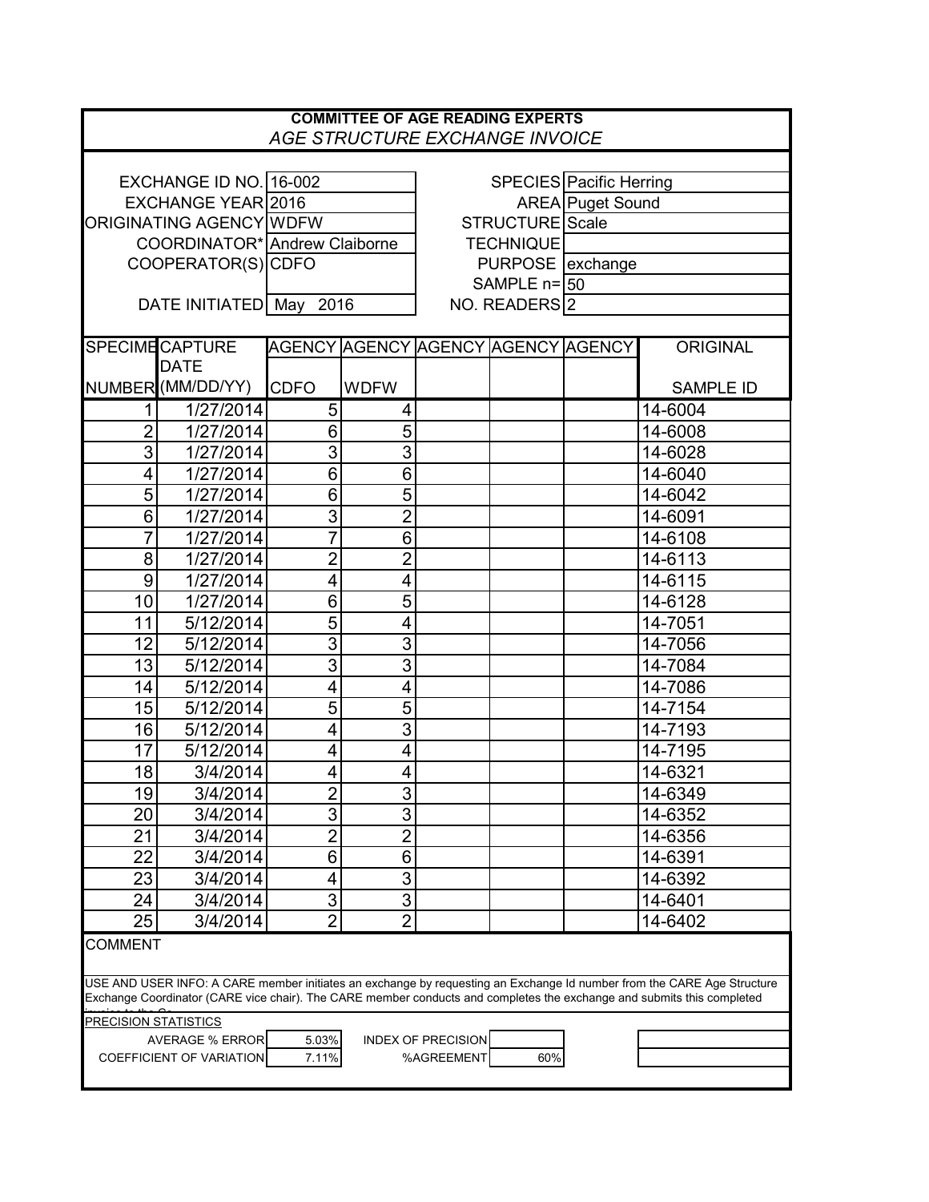# COMMITTEE OF AGE READING EXPERTS

*AGE STRUCTURE EXCHANGE INVOICE*

| | | | |
|---|---|---|---|
| EXCHANGE ID NO. | 16-002 | SPECIES | Pacific Herring |
| EXCHANGE YEAR | 2016 | AREA | Puget Sound |
| ORIGINATING AGENCY | WDFW | STRUCTURE | Scale |
| COORDINATOR* | Andrew Claiborne | TECHNIQUE | |
| COOPERATOR(S) | CDFO | PURPOSE | exchange |
| | | SAMPLE n= | 50 |
| DATE INITIATED | May 2016 | NO. READERS | 2 |

| SPECIMEN NUMBER | CAPTURE DATE (MM/DD/YY) | AGENCY CDFO | AGENCY WDFW | AGENCY | AGENCY | AGENCY | ORIGINAL SAMPLE ID |
|---|---|---|---|---|---|---|---|
| 1 | 1/27/2014 | 5 | 4 | | | | 14-6004 |
| 2 | 1/27/2014 | 6 | 5 | | | | 14-6008 |
| 3 | 1/27/2014 | 3 | 3 | | | | 14-6028 |
| 4 | 1/27/2014 | 6 | 6 | | | | 14-6040 |
| 5 | 1/27/2014 | 6 | 5 | | | | 14-6042 |
| 6 | 1/27/2014 | 3 | 2 | | | | 14-6091 |
| 7 | 1/27/2014 | 7 | 6 | | | | 14-6108 |
| 8 | 1/27/2014 | 2 | 2 | | | | 14-6113 |
| 9 | 1/27/2014 | 4 | 4 | | | | 14-6115 |
| 10 | 1/27/2014 | 6 | 5 | | | | 14-6128 |
| 11 | 5/12/2014 | 5 | 4 | | | | 14-7051 |
| 12 | 5/12/2014 | 3 | 3 | | | | 14-7056 |
| 13 | 5/12/2014 | 3 | 3 | | | | 14-7084 |
| 14 | 5/12/2014 | 4 | 4 | | | | 14-7086 |
| 15 | 5/12/2014 | 5 | 5 | | | | 14-7154 |
| 16 | 5/12/2014 | 4 | 3 | | | | 14-7193 |
| 17 | 5/12/2014 | 4 | 4 | | | | 14-7195 |
| 18 | 3/4/2014 | 4 | 4 | | | | 14-6321 |
| 19 | 3/4/2014 | 2 | 3 | | | | 14-6349 |
| 20 | 3/4/2014 | 3 | 3 | | | | 14-6352 |
| 21 | 3/4/2014 | 2 | 2 | | | | 14-6356 |
| 22 | 3/4/2014 | 6 | 6 | | | | 14-6391 |
| 23 | 3/4/2014 | 4 | 3 | | | | 14-6392 |
| 24 | 3/4/2014 | 3 | 3 | | | | 14-6401 |
| 25 | 3/4/2014 | 2 | 2 | | | | 14-6402 |

COMMENT

USE AND USER INFO: A CARE member initiates an exchange by requesting an Exchange Id number from the CARE Age Structure Exchange Coordinator (CARE vice chair). The CARE member conducts and completes the exchange and submits this completed

PRECISION STATISTICS

| | | | |
|---|---|---|---|
| AVERAGE % ERROR | 5.03% | INDEX OF PRECISION | |
| COEFFICIENT OF VARIATION | 7.11% | %AGREEMENT | 60% |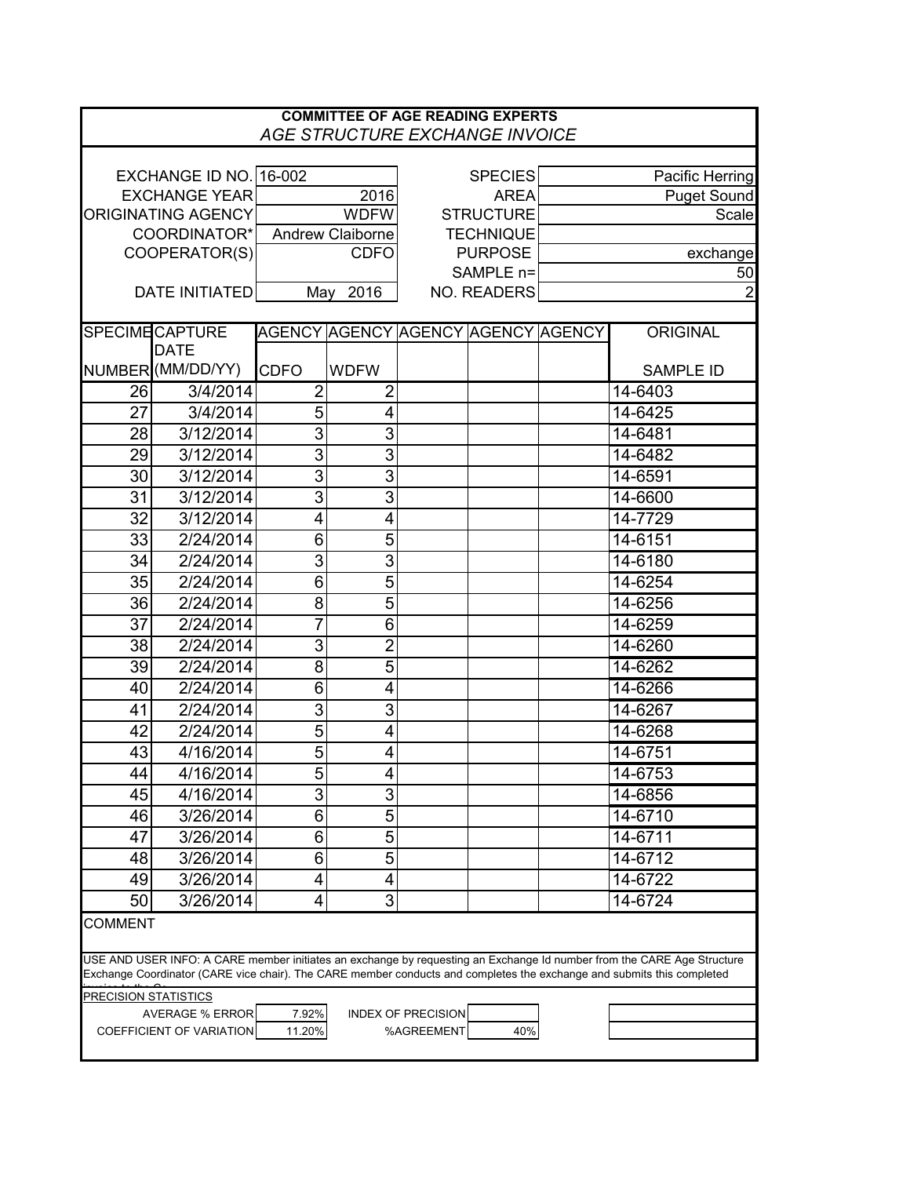**COMMITTEE OF AGE READING EXPERTS**

*AGE STRUCTURE EXCHANGE INVOICE*

| | | | |
|---|---|---|---|
| EXCHANGE ID NO. | 16-002 | SPECIES | Pacific Herring |
| EXCHANGE YEAR | 2016 | AREA | Puget Sound |
| ORIGINATING AGENCY | WDFW | STRUCTURE | Scale |
| COORDINATOR* | Andrew Claiborne | TECHNIQUE | |
| COOPERATOR(S) | CDFO | PURPOSE | exchange |
| | | SAMPLE n= | 50 |
| DATE INITIATED | May 2016 | NO. READERS | 2 |

| SPECIMEN NUMBER | CAPTURE DATE (MM/DD/YY) | AGENCY CDFO | AGENCY WDFW | AGENCY | AGENCY | AGENCY | ORIGINAL SAMPLE ID |
|---|---|---|---|---|---|---|---|
| 26 | 3/4/2014 | 2 | 2 | | | | 14-6403 |
| 27 | 3/4/2014 | 5 | 4 | | | | 14-6425 |
| 28 | 3/12/2014 | 3 | 3 | | | | 14-6481 |
| 29 | 3/12/2014 | 3 | 3 | | | | 14-6482 |
| 30 | 3/12/2014 | 3 | 3 | | | | 14-6591 |
| 31 | 3/12/2014 | 3 | 3 | | | | 14-6600 |
| 32 | 3/12/2014 | 4 | 4 | | | | 14-7729 |
| 33 | 2/24/2014 | 6 | 5 | | | | 14-6151 |
| 34 | 2/24/2014 | 3 | 3 | | | | 14-6180 |
| 35 | 2/24/2014 | 6 | 5 | | | | 14-6254 |
| 36 | 2/24/2014 | 8 | 5 | | | | 14-6256 |
| 37 | 2/24/2014 | 7 | 6 | | | | 14-6259 |
| 38 | 2/24/2014 | 3 | 2 | | | | 14-6260 |
| 39 | 2/24/2014 | 8 | 5 | | | | 14-6262 |
| 40 | 2/24/2014 | 6 | 4 | | | | 14-6266 |
| 41 | 2/24/2014 | 3 | 3 | | | | 14-6267 |
| 42 | 2/24/2014 | 5 | 4 | | | | 14-6268 |
| 43 | 4/16/2014 | 5 | 4 | | | | 14-6751 |
| 44 | 4/16/2014 | 5 | 4 | | | | 14-6753 |
| 45 | 4/16/2014 | 3 | 3 | | | | 14-6856 |
| 46 | 3/26/2014 | 6 | 5 | | | | 14-6710 |
| 47 | 3/26/2014 | 6 | 5 | | | | 14-6711 |
| 48 | 3/26/2014 | 6 | 5 | | | | 14-6712 |
| 49 | 3/26/2014 | 4 | 4 | | | | 14-6722 |
| 50 | 3/26/2014 | 4 | 3 | | | | 14-6724 |

COMMENT

USE AND USER INFO: A CARE member initiates an exchange by requesting an Exchange Id number from the CARE Age Structure Exchange Coordinator (CARE vice chair). The CARE member conducts and completes the exchange and submits this completed invoice to the Co...

PRECISION STATISTICS

| | | | |
|---|---|---|---|
| AVERAGE % ERROR | 7.92% | INDEX OF PRECISION | |
| COEFFICIENT OF VARIATION | 11.20% | %AGREEMENT | 40% |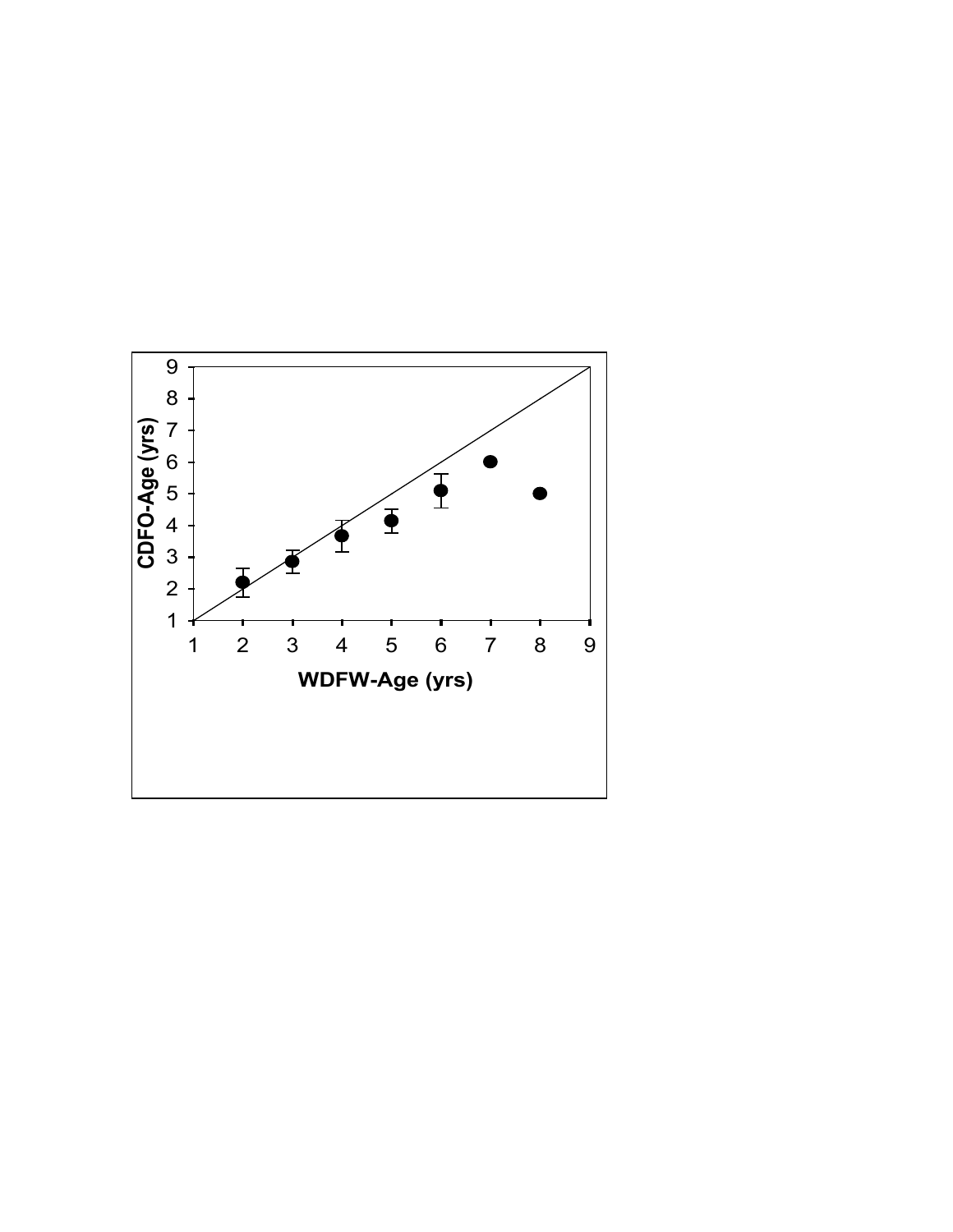9
8
7
6
5
4
3
2
1
1 2 3 4 5 6 7 8 9

CDFO-Age (yrs)

WDFW-Age (yrs)